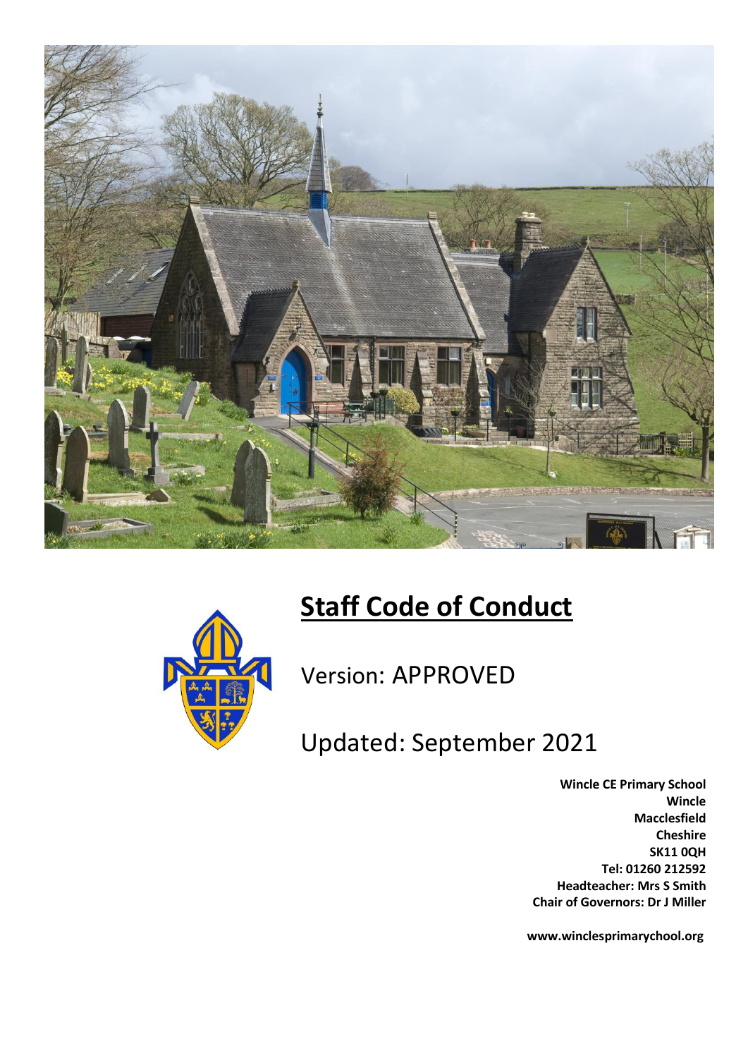# Staff Code of Conduct

Version: APPROVED

Updated: September 2021

**Wincle CE Primary School**
**Wincle**
**Macclesfield**
**Cheshire**
**SK11 0QH**
**Tel: 01260 212592**
**Headteacher: Mrs S Smith**
**Chair of Governors: Dr J Miller**

**www.wincleprimarychool.org**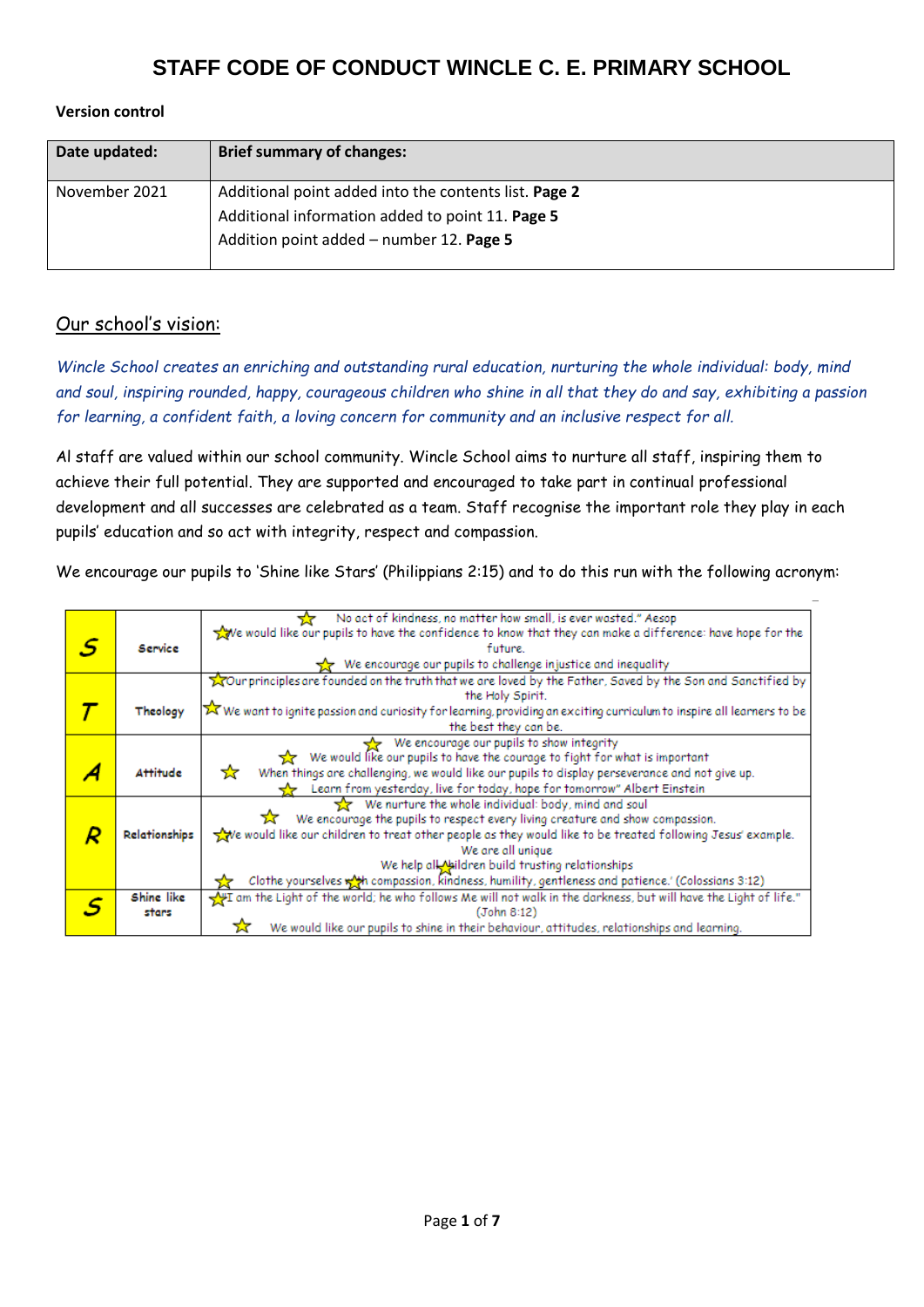# STAFF CODE OF CONDUCT WINCLE C. E. PRIMARY SCHOOL

**Version control**

| **Date updated:** | **Brief summary of changes:** |
|---|---|
| November 2021 | Additional point added into the contents list. **Page 2**<br>Additional information added to point 11. **Page 5**<br>Addition point added – number 12. **Page 5** |

## Our school's vision:

*Wincle School creates an enriching and outstanding rural education, nurturing the whole individual: body, mind and soul, inspiring rounded, happy, courageous children who shine in all that they do and say, exhibiting a passion for learning, a confident faith, a loving concern for community and an inclusive respect for all.*

Al staff are valued within our school community. Wincle School aims to nurture all staff, inspiring them to achieve their full potential. They are supported and encouraged to take part in continual professional development and all successes are celebrated as a team. Staff recognise the important role they play in each pupils' education and so act with integrity, respect and compassion.

We encourage our pupils to 'Shine like Stars' (Philippians 2:15) and to do this run with the following acronym:

| | | |
|---|---|---|
| **S** | **Service** | ☆ No act of kindness, no matter how small, is ever wasted." Aesop<br>☆ We would like our pupils to have the confidence to know that they can make a difference: have hope for the future.<br>☆ We encourage our pupils to challenge injustice and inequality |
| **T** | **Theology** | ☆ Our principles are founded on the truth that we are loved by the Father, Saved by the Son and Sanctified by the Holy Spirit.<br>☆ We want to ignite passion and curiosity for learning, providing an exciting curriculum to inspire all learners to be the best they can be. |
| **A** | **Attitude** | ☆ We encourage our pupils to show integrity<br>☆ We would like our pupils to have the courage to fight for what is important<br>☆ When things are challenging, we would like our pupils to display perseverance and not give up.<br>☆ Learn from yesterday, live for today, hope for tomorrow" Albert Einstein |
| **R** | **Relationships** | ☆ We nurture the whole individual: body, mind and soul<br>☆ We encourage the pupils to respect every living creature and show compassion.<br>☆ We would like our children to treat other people as they would like to be treated following Jesus' example.<br>We are all unique<br>We help all children build trusting relationships<br>☆ Clothe yourselves with compassion, kindness, humility, gentleness and patience.' (Colossians 3:12) |
| **S** | **Shine like stars** | ☆ I am the Light of the world; he who follows Me will not walk in the darkness, but will have the Light of life." (John 8:12)<br>☆ We would like our pupils to shine in their behaviour, attitudes, relationships and learning. |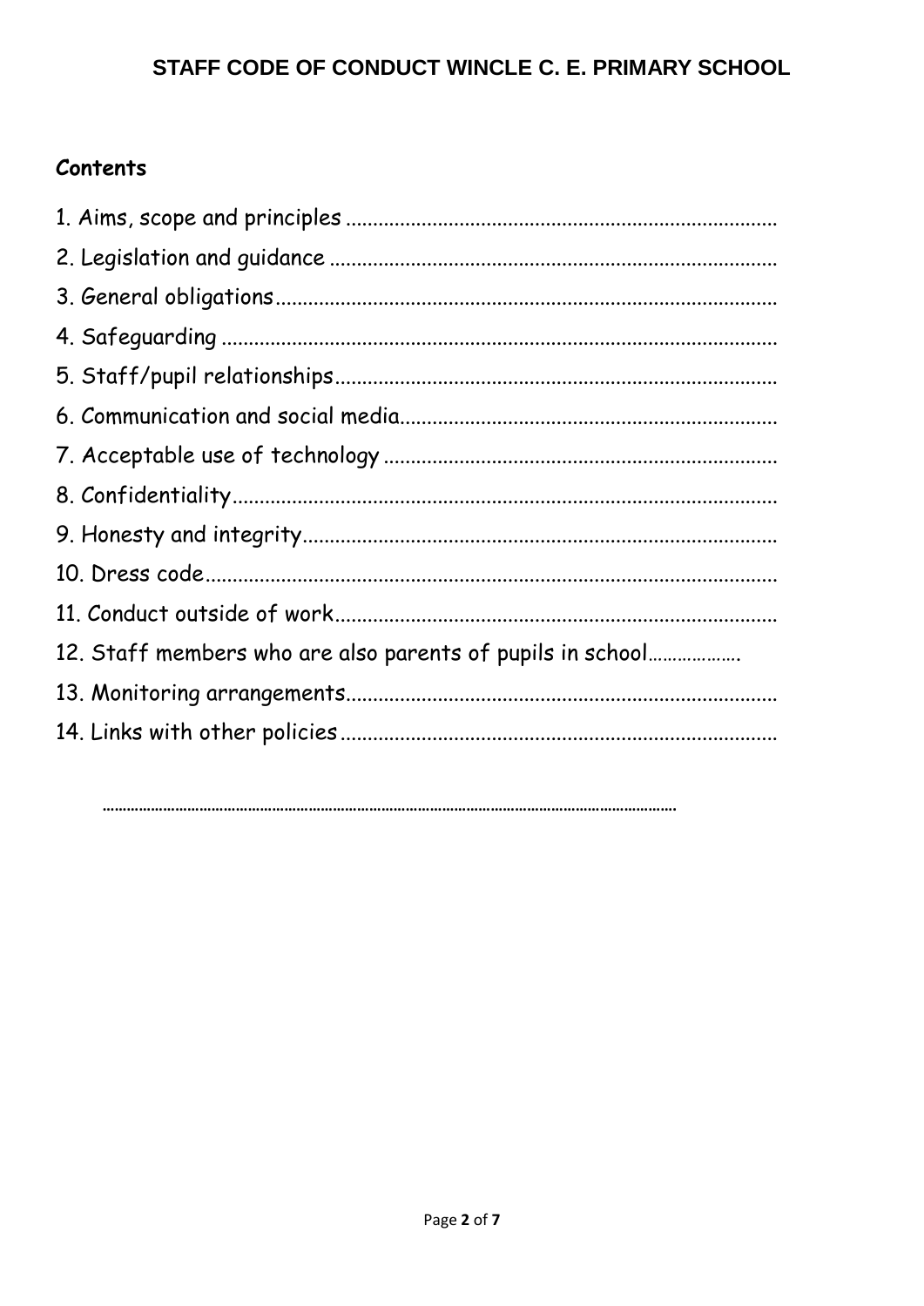## Contents

1. Aims, scope and principles
2. Legislation and guidance
3. General obligations
4. Safeguarding
5. Staff/pupil relationships
6. Communication and social media
7. Acceptable use of technology
8. Confidentiality
9. Honesty and integrity
10. Dress code
11. Conduct outside of work
12. Staff members who are also parents of pupils in school
13. Monitoring arrangements
14. Links with other policies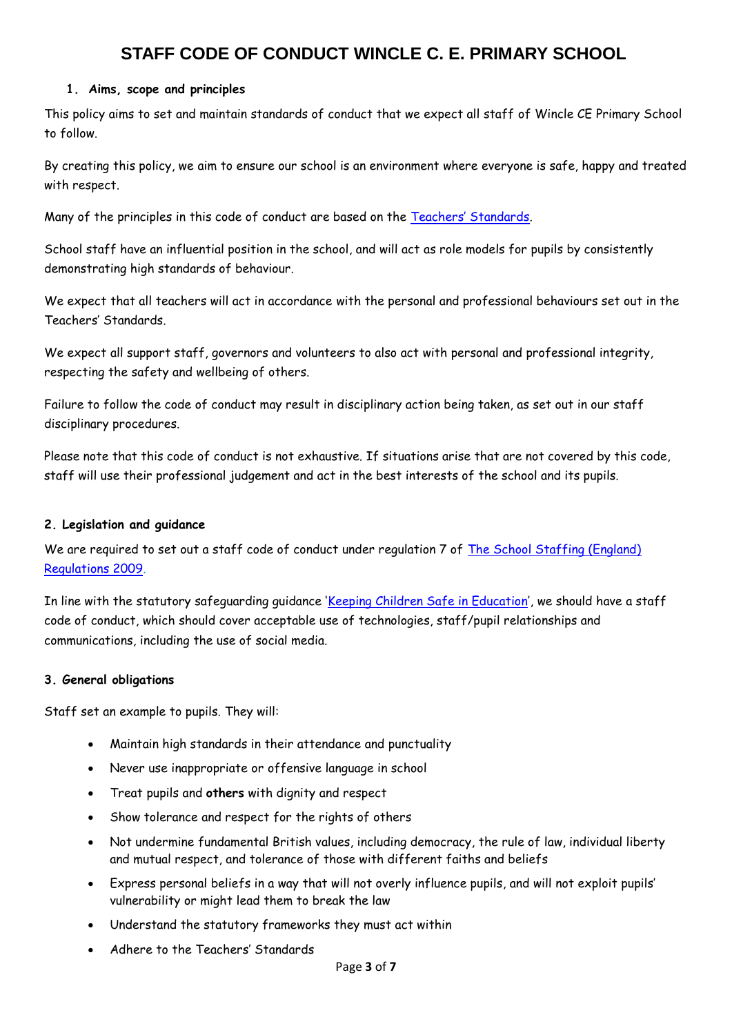# STAFF CODE OF CONDUCT WINCLE C. E. PRIMARY SCHOOL

## 1. Aims, scope and principles

This policy aims to set and maintain standards of conduct that we expect all staff of Wincle CE Primary School to follow.

By creating this policy, we aim to ensure our school is an environment where everyone is safe, happy and treated with respect.

Many of the principles in this code of conduct are based on the Teachers' Standards.

School staff have an influential position in the school, and will act as role models for pupils by consistently demonstrating high standards of behaviour.

We expect that all teachers will act in accordance with the personal and professional behaviours set out in the Teachers' Standards.

We expect all support staff, governors and volunteers to also act with personal and professional integrity, respecting the safety and wellbeing of others.

Failure to follow the code of conduct may result in disciplinary action being taken, as set out in our staff disciplinary procedures.

Please note that this code of conduct is not exhaustive. If situations arise that are not covered by this code, staff will use their professional judgement and act in the best interests of the school and its pupils.

## 2. Legislation and guidance

We are required to set out a staff code of conduct under regulation 7 of The School Staffing (England) Regulations 2009.

In line with the statutory safeguarding guidance 'Keeping Children Safe in Education', we should have a staff code of conduct, which should cover acceptable use of technologies, staff/pupil relationships and communications, including the use of social media.

## 3. General obligations

Staff set an example to pupils. They will:

- Maintain high standards in their attendance and punctuality
- Never use inappropriate or offensive language in school
- Treat pupils and **others** with dignity and respect
- Show tolerance and respect for the rights of others
- Not undermine fundamental British values, including democracy, the rule of law, individual liberty and mutual respect, and tolerance of those with different faiths and beliefs
- Express personal beliefs in a way that will not overly influence pupils, and will not exploit pupils' vulnerability or might lead them to break the law
- Understand the statutory frameworks they must act within
- Adhere to the Teachers' Standards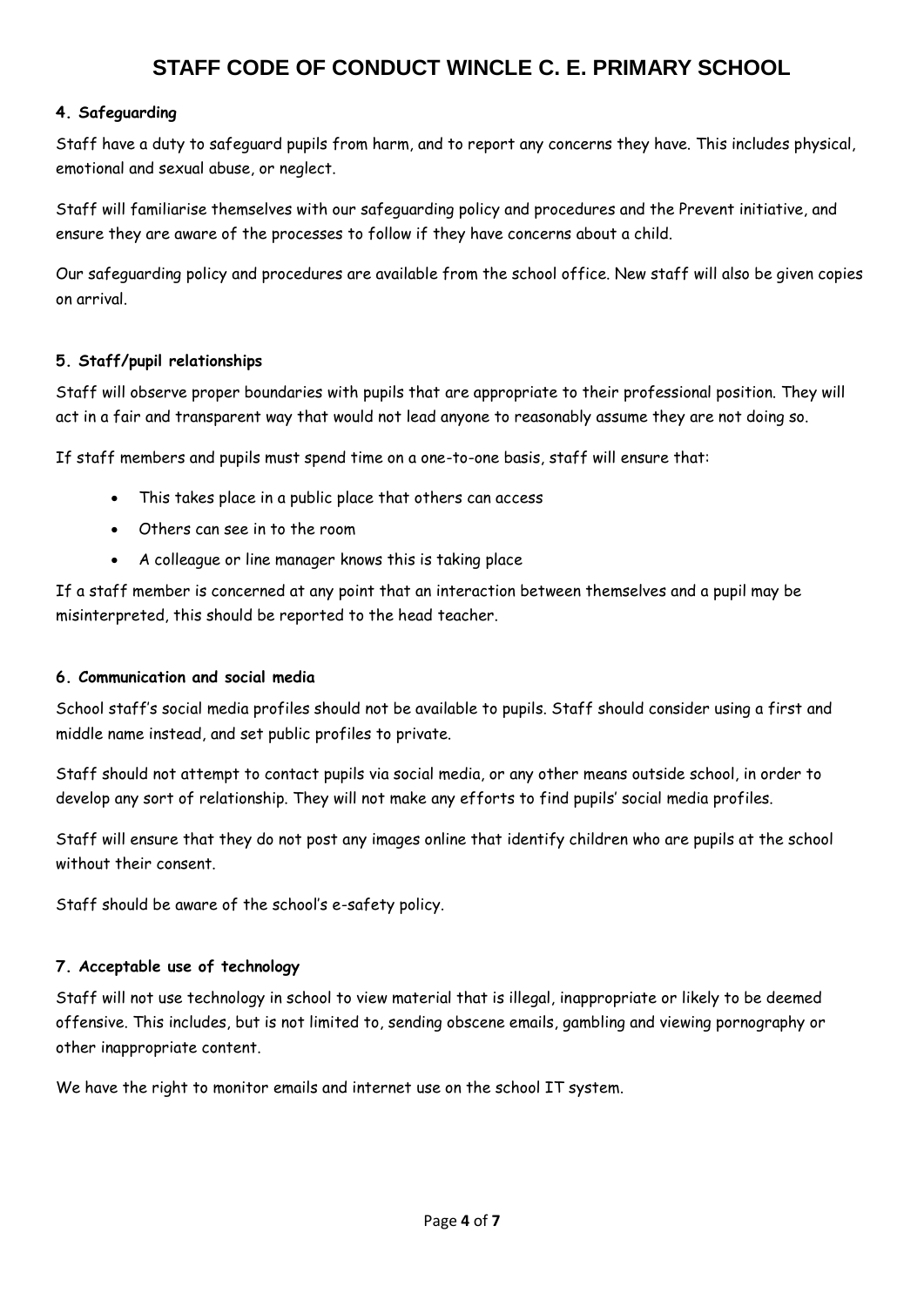#### 4. Safeguarding

Staff have a duty to safeguard pupils from harm, and to report any concerns they have. This includes physical, emotional and sexual abuse, or neglect.

Staff will familiarise themselves with our safeguarding policy and procedures and the Prevent initiative, and ensure they are aware of the processes to follow if they have concerns about a child.

Our safeguarding policy and procedures are available from the school office. New staff will also be given copies on arrival.

#### 5. Staff/pupil relationships

Staff will observe proper boundaries with pupils that are appropriate to their professional position. They will act in a fair and transparent way that would not lead anyone to reasonably assume they are not doing so.

If staff members and pupils must spend time on a one-to-one basis, staff will ensure that:

- This takes place in a public place that others can access
- Others can see in to the room
- A colleague or line manager knows this is taking place

If a staff member is concerned at any point that an interaction between themselves and a pupil may be misinterpreted, this should be reported to the head teacher.

#### 6. Communication and social media

School staff's social media profiles should not be available to pupils. Staff should consider using a first and middle name instead, and set public profiles to private.

Staff should not attempt to contact pupils via social media, or any other means outside school, in order to develop any sort of relationship. They will not make any efforts to find pupils' social media profiles.

Staff will ensure that they do not post any images online that identify children who are pupils at the school without their consent.

Staff should be aware of the school's e-safety policy.

#### 7. Acceptable use of technology

Staff will not use technology in school to view material that is illegal, inappropriate or likely to be deemed offensive. This includes, but is not limited to, sending obscene emails, gambling and viewing pornography or other inappropriate content.

We have the right to monitor emails and internet use on the school IT system.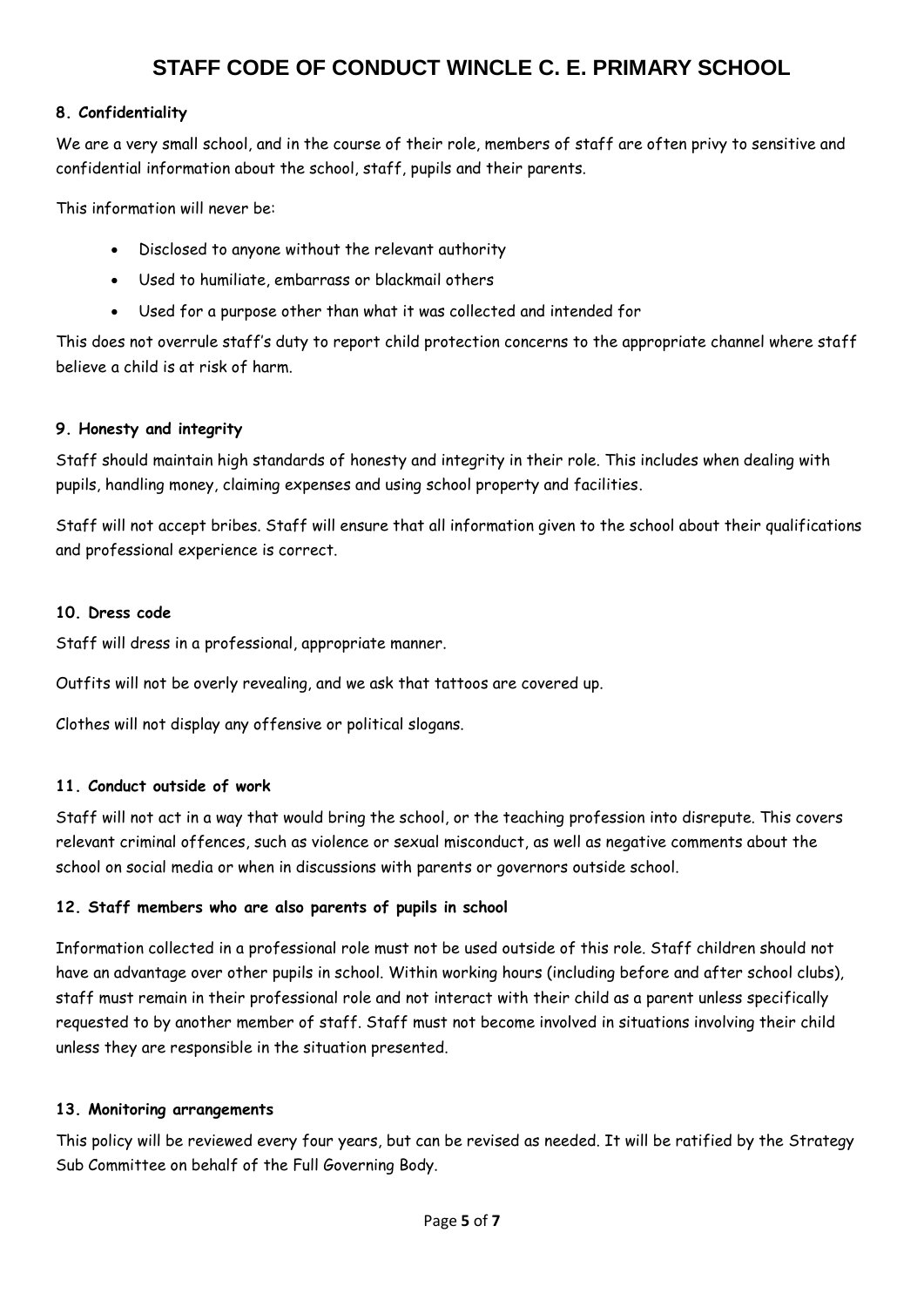#### 8. Confidentiality

We are a very small school, and in the course of their role, members of staff are often privy to sensitive and confidential information about the school, staff, pupils and their parents.

This information will never be:

- Disclosed to anyone without the relevant authority
- Used to humiliate, embarrass or blackmail others
- Used for a purpose other than what it was collected and intended for

This does not overrule staff's duty to report child protection concerns to the appropriate channel where staff believe a child is at risk of harm.

#### 9. Honesty and integrity

Staff should maintain high standards of honesty and integrity in their role. This includes when dealing with pupils, handling money, claiming expenses and using school property and facilities.

Staff will not accept bribes. Staff will ensure that all information given to the school about their qualifications and professional experience is correct.

#### 10. Dress code

Staff will dress in a professional, appropriate manner.

Outfits will not be overly revealing, and we ask that tattoos are covered up.

Clothes will not display any offensive or political slogans.

#### 11. Conduct outside of work

Staff will not act in a way that would bring the school, or the teaching profession into disrepute. This covers relevant criminal offences, such as violence or sexual misconduct, as well as negative comments about the school on social media or when in discussions with parents or governors outside school.

#### 12. Staff members who are also parents of pupils in school

Information collected in a professional role must not be used outside of this role. Staff children should not have an advantage over other pupils in school. Within working hours (including before and after school clubs), staff must remain in their professional role and not interact with their child as a parent unless specifically requested to by another member of staff. Staff must not become involved in situations involving their child unless they are responsible in the situation presented.

#### 13. Monitoring arrangements

This policy will be reviewed every four years, but can be revised as needed. It will be ratified by the Strategy Sub Committee on behalf of the Full Governing Body.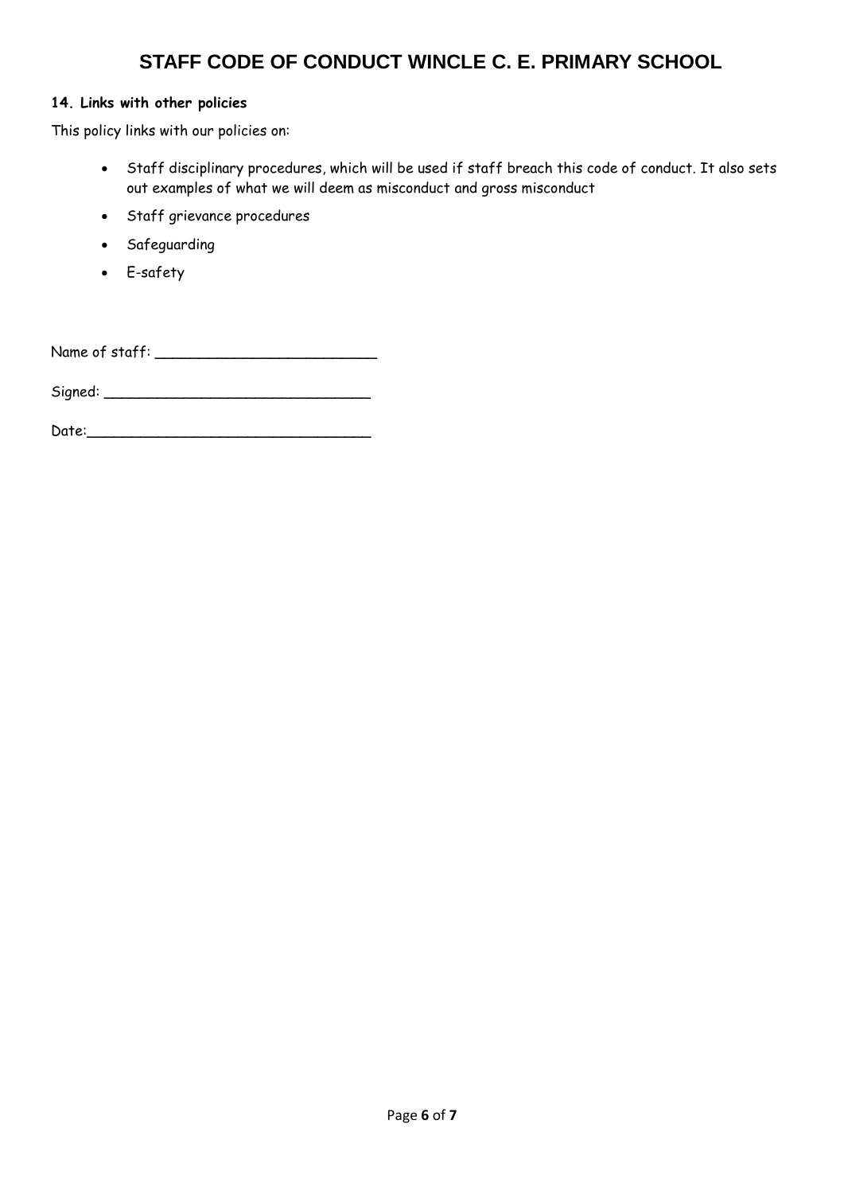**14. Links with other policies**

This policy links with our policies on:

- Staff disciplinary procedures, which will be used if staff breach this code of conduct. It also sets out examples of what we will deem as misconduct and gross misconduct
- Staff grievance procedures
- Safeguarding
- E-safety

Name of staff: _________________________

Signed: ______________________________

Date:________________________________